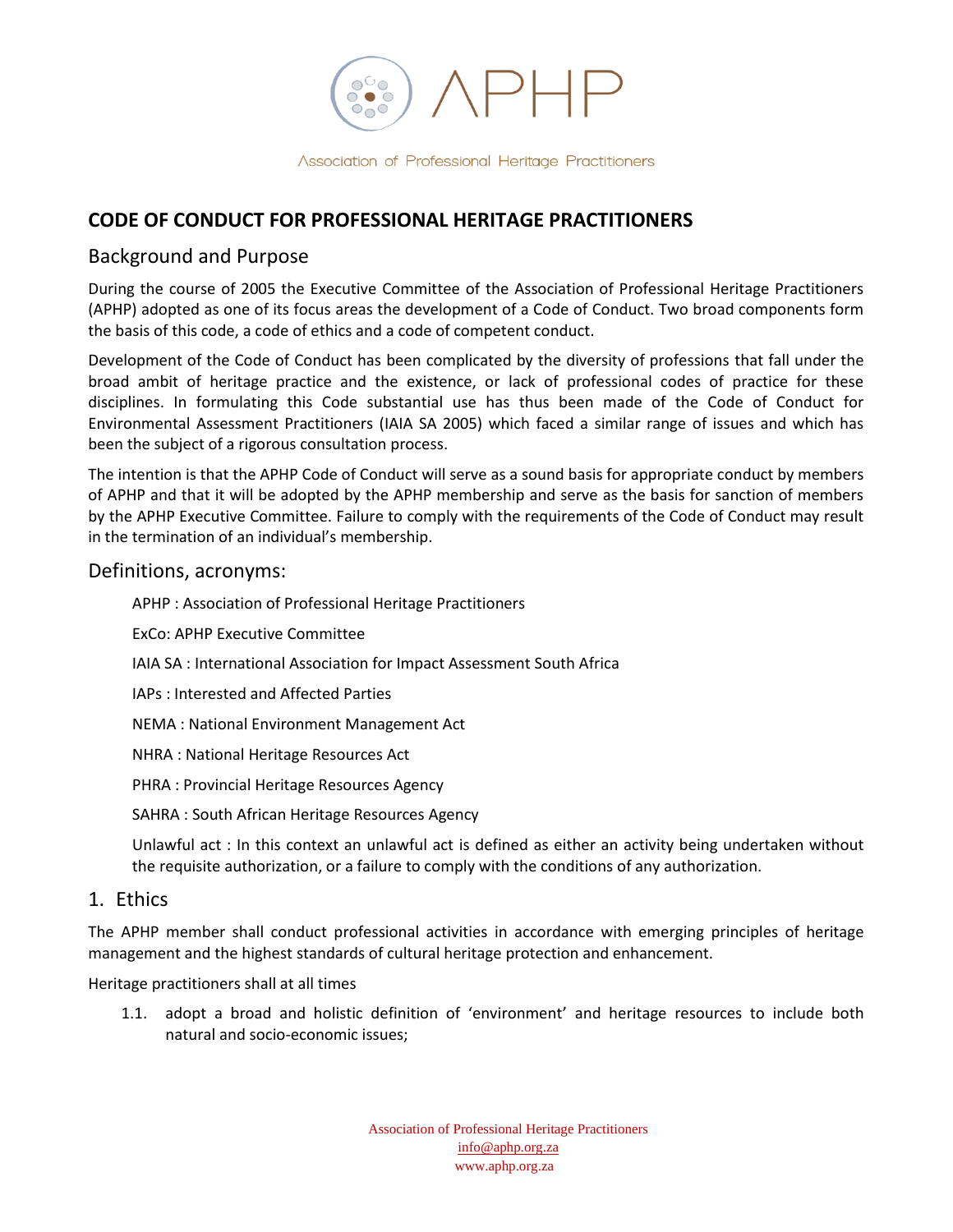APHP

Association of Professional Heritage Practitioners

# CODE OF CONDUCT FOR PROFESSIONAL HERITAGE PRACTITIONERS

## Background and Purpose

During the course of 2005 the Executive Committee of the Association of Professional Heritage Practitioners (APHP) adopted as one of its focus areas the development of a Code of Conduct. Two broad components form the basis of this code, a code of ethics and a code of competent conduct.

Development of the Code of Conduct has been complicated by the diversity of professions that fall under the broad ambit of heritage practice and the existence, or lack of professional codes of practice for these disciplines. In formulating this Code substantial use has thus been made of the Code of Conduct for Environmental Assessment Practitioners (IAIA SA 2005) which faced a similar range of issues and which has been the subject of a rigorous consultation process.

The intention is that the APHP Code of Conduct will serve as a sound basis for appropriate conduct by members of APHP and that it will be adopted by the APHP membership and serve as the basis for sanction of members by the APHP Executive Committee. Failure to comply with the requirements of the Code of Conduct may result in the termination of an individual's membership.

## Definitions, acronyms:

APHP : Association of Professional Heritage Practitioners

ExCo: APHP Executive Committee

IAIA SA : International Association for Impact Assessment South Africa

IAPs : Interested and Affected Parties

NEMA : National Environment Management Act

NHRA : National Heritage Resources Act

PHRA : Provincial Heritage Resources Agency

SAHRA : South African Heritage Resources Agency

Unlawful act : In this context an unlawful act is defined as either an activity being undertaken without the requisite authorization, or a failure to comply with the conditions of any authorization.

## 1. Ethics

The APHP member shall conduct professional activities in accordance with emerging principles of heritage management and the highest standards of cultural heritage protection and enhancement.

Heritage practitioners shall at all times

1.1. adopt a broad and holistic definition of 'environment' and heritage resources to include both natural and socio-economic issues;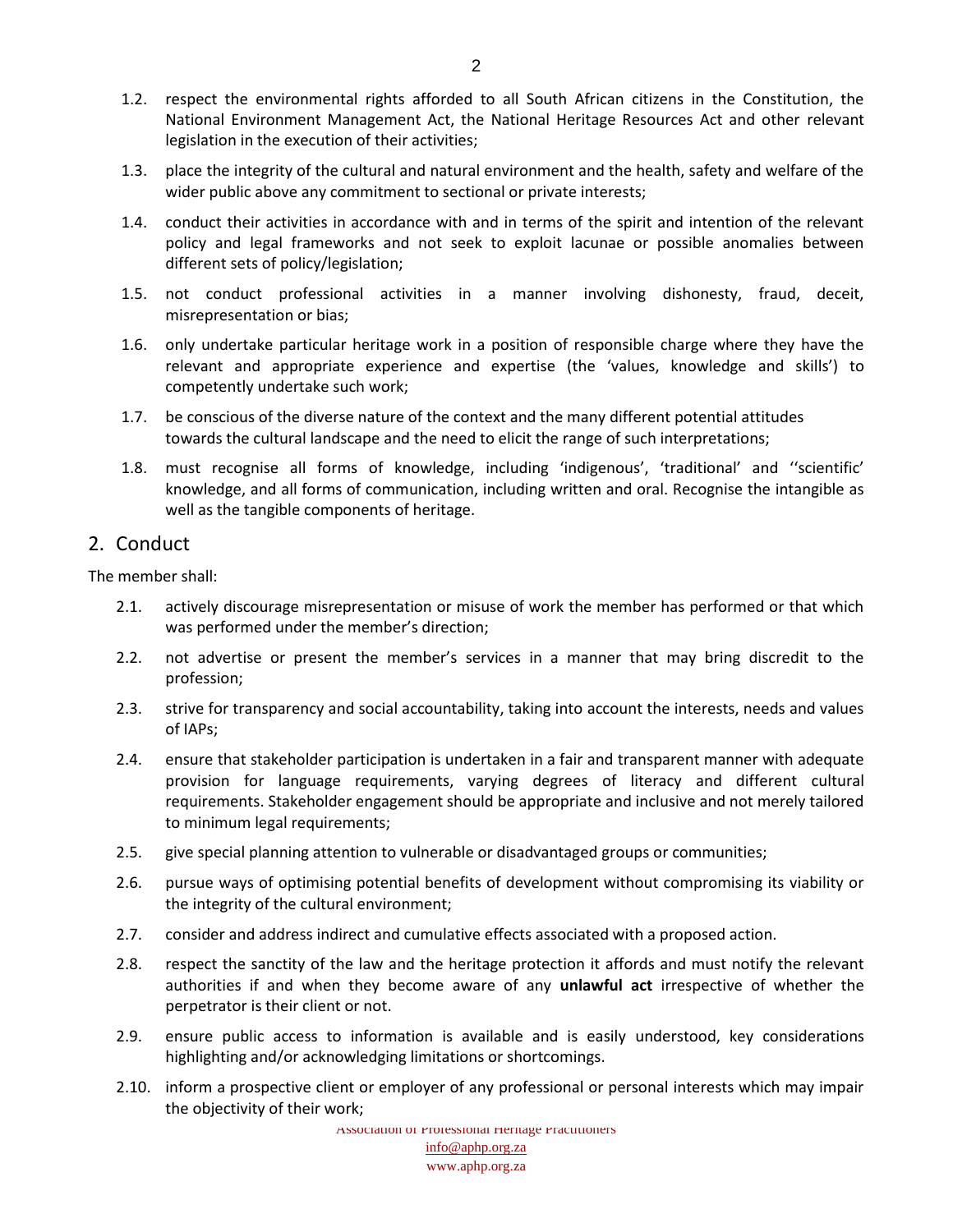1.2. respect the environmental rights afforded to all South African citizens in the Constitution, the National Environment Management Act, the National Heritage Resources Act and other relevant legislation in the execution of their activities;

1.3. place the integrity of the cultural and natural environment and the health, safety and welfare of the wider public above any commitment to sectional or private interests;

1.4. conduct their activities in accordance with and in terms of the spirit and intention of the relevant policy and legal frameworks and not seek to exploit lacunae or possible anomalies between different sets of policy/legislation;

1.5. not conduct professional activities in a manner involving dishonesty, fraud, deceit, misrepresentation or bias;

1.6. only undertake particular heritage work in a position of responsible charge where they have the relevant and appropriate experience and expertise (the 'values, knowledge and skills') to competently undertake such work;

1.7. be conscious of the diverse nature of the context and the many different potential attitudes towards the cultural landscape and the need to elicit the range of such interpretations;

1.8. must recognise all forms of knowledge, including 'indigenous', 'traditional' and ''scientific' knowledge, and all forms of communication, including written and oral. Recognise the intangible as well as the tangible components of heritage.

## 2. Conduct

The member shall:

2.1. actively discourage misrepresentation or misuse of work the member has performed or that which was performed under the member's direction;

2.2. not advertise or present the member's services in a manner that may bring discredit to the profession;

2.3. strive for transparency and social accountability, taking into account the interests, needs and values of IAPs;

2.4. ensure that stakeholder participation is undertaken in a fair and transparent manner with adequate provision for language requirements, varying degrees of literacy and different cultural requirements. Stakeholder engagement should be appropriate and inclusive and not merely tailored to minimum legal requirements;

2.5. give special planning attention to vulnerable or disadvantaged groups or communities;

2.6. pursue ways of optimising potential benefits of development without compromising its viability or the integrity of the cultural environment;

2.7. consider and address indirect and cumulative effects associated with a proposed action.

2.8. respect the sanctity of the law and the heritage protection it affords and must notify the relevant authorities if and when they become aware of any **unlawful act** irrespective of whether the perpetrator is their client or not.

2.9. ensure public access to information is available and is easily understood, key considerations highlighting and/or acknowledging limitations or shortcomings.

2.10. inform a prospective client or employer of any professional or personal interests which may impair the objectivity of their work;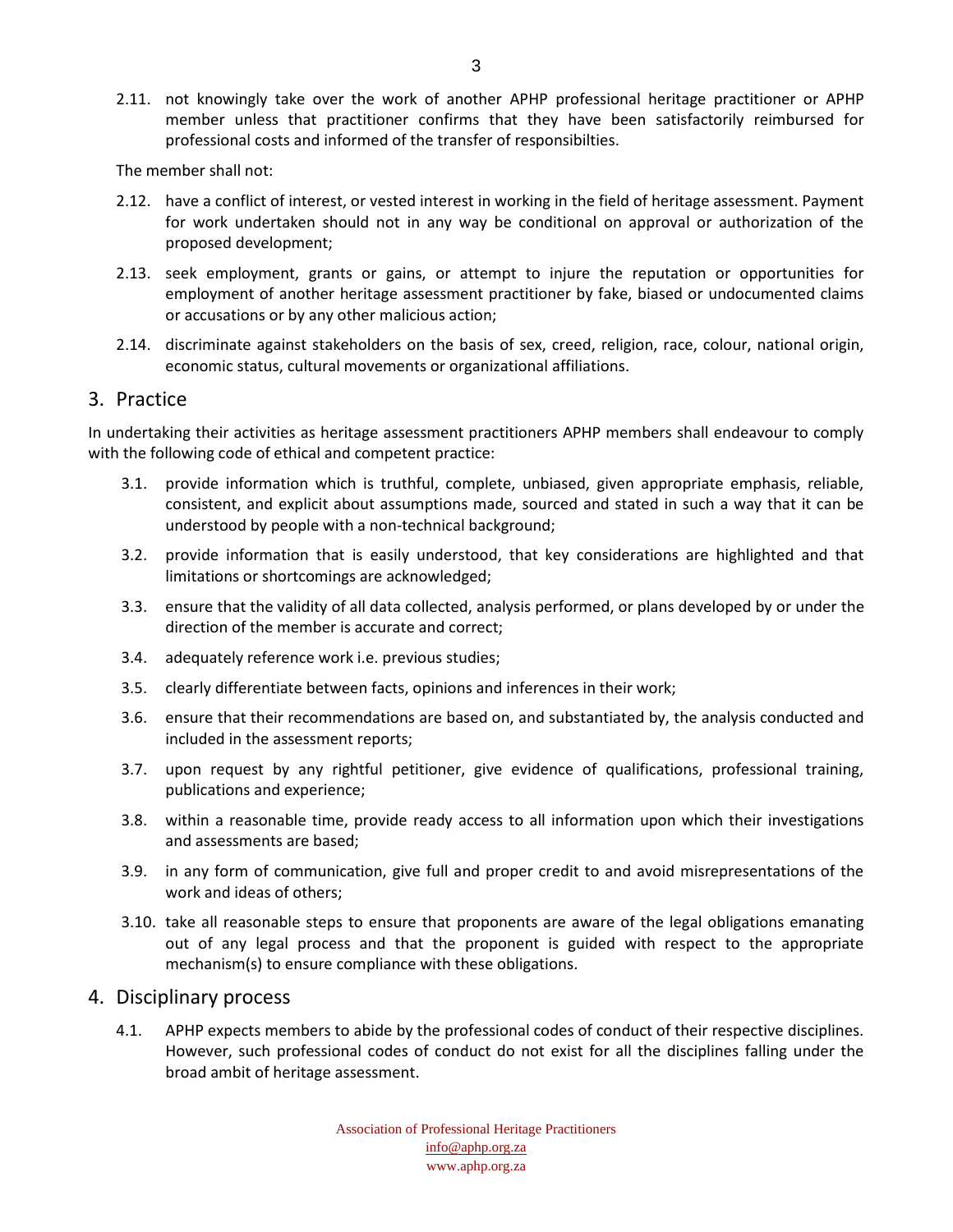2.11. not knowingly take over the work of another APHP professional heritage practitioner or APHP member unless that practitioner confirms that they have been satisfactorily reimbursed for professional costs and informed of the transfer of responsibilties.

The member shall not:

2.12. have a conflict of interest, or vested interest in working in the field of heritage assessment. Payment for work undertaken should not in any way be conditional on approval or authorization of the proposed development;

2.13. seek employment, grants or gains, or attempt to injure the reputation or opportunities for employment of another heritage assessment practitioner by fake, biased or undocumented claims or accusations or by any other malicious action;

2.14. discriminate against stakeholders on the basis of sex, creed, religion, race, colour, national origin, economic status, cultural movements or organizational affiliations.

## 3. Practice

In undertaking their activities as heritage assessment practitioners APHP members shall endeavour to comply with the following code of ethical and competent practice:

3.1. provide information which is truthful, complete, unbiased, given appropriate emphasis, reliable, consistent, and explicit about assumptions made, sourced and stated in such a way that it can be understood by people with a non-technical background;

3.2. provide information that is easily understood, that key considerations are highlighted and that limitations or shortcomings are acknowledged;

3.3. ensure that the validity of all data collected, analysis performed, or plans developed by or under the direction of the member is accurate and correct;

3.4. adequately reference work i.e. previous studies;

3.5. clearly differentiate between facts, opinions and inferences in their work;

3.6. ensure that their recommendations are based on, and substantiated by, the analysis conducted and included in the assessment reports;

3.7. upon request by any rightful petitioner, give evidence of qualifications, professional training, publications and experience;

3.8. within a reasonable time, provide ready access to all information upon which their investigations and assessments are based;

3.9. in any form of communication, give full and proper credit to and avoid misrepresentations of the work and ideas of others;

3.10. take all reasonable steps to ensure that proponents are aware of the legal obligations emanating out of any legal process and that the proponent is guided with respect to the appropriate mechanism(s) to ensure compliance with these obligations.

## 4. Disciplinary process

4.1. APHP expects members to abide by the professional codes of conduct of their respective disciplines. However, such professional codes of conduct do not exist for all the disciplines falling under the broad ambit of heritage assessment.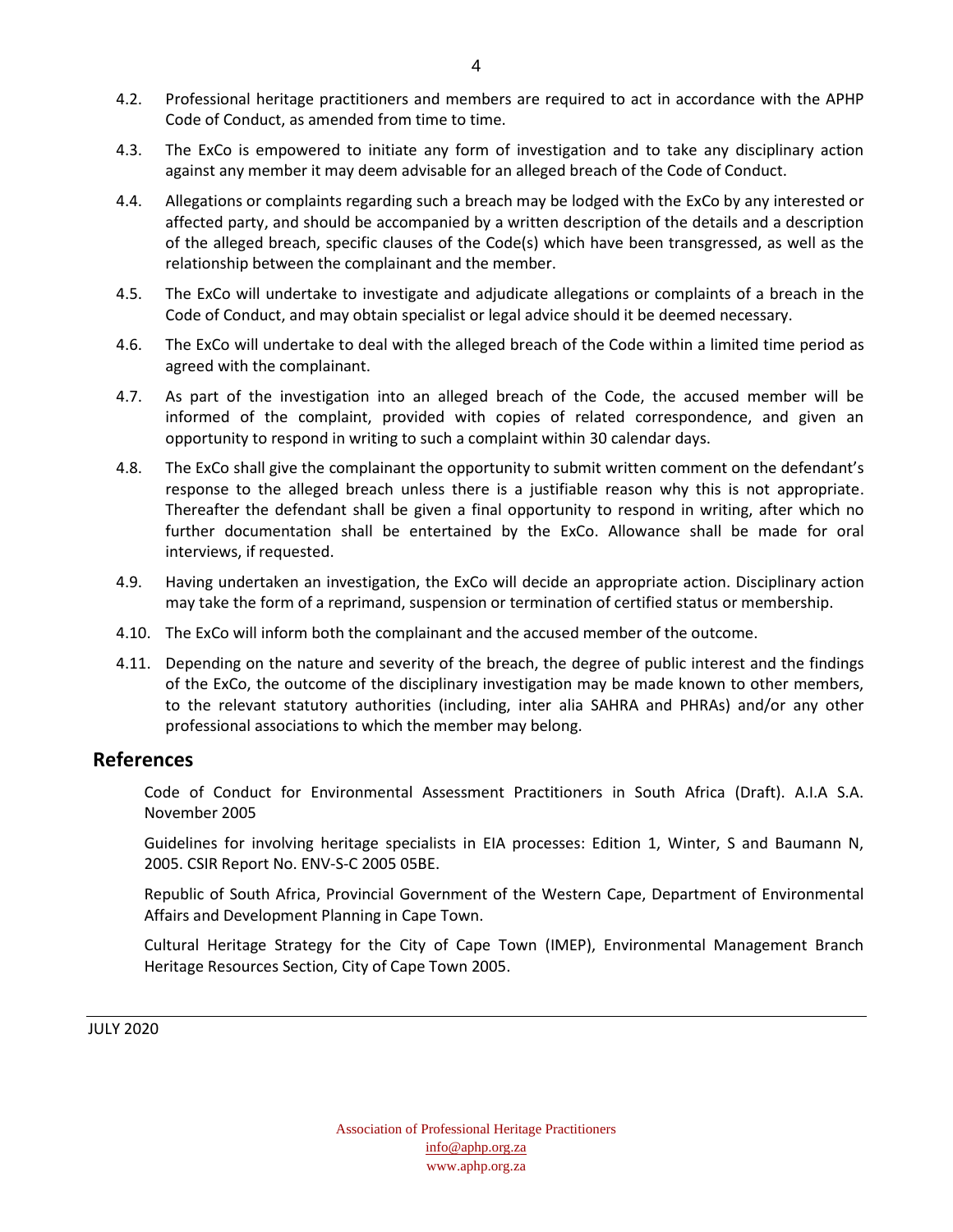4.2. Professional heritage practitioners and members are required to act in accordance with the APHP Code of Conduct, as amended from time to time.

4.3. The ExCo is empowered to initiate any form of investigation and to take any disciplinary action against any member it may deem advisable for an alleged breach of the Code of Conduct.

4.4. Allegations or complaints regarding such a breach may be lodged with the ExCo by any interested or affected party, and should be accompanied by a written description of the details and a description of the alleged breach, specific clauses of the Code(s) which have been transgressed, as well as the relationship between the complainant and the member.

4.5. The ExCo will undertake to investigate and adjudicate allegations or complaints of a breach in the Code of Conduct, and may obtain specialist or legal advice should it be deemed necessary.

4.6. The ExCo will undertake to deal with the alleged breach of the Code within a limited time period as agreed with the complainant.

4.7. As part of the investigation into an alleged breach of the Code, the accused member will be informed of the complaint, provided with copies of related correspondence, and given an opportunity to respond in writing to such a complaint within 30 calendar days.

4.8. The ExCo shall give the complainant the opportunity to submit written comment on the defendant's response to the alleged breach unless there is a justifiable reason why this is not appropriate. Thereafter the defendant shall be given a final opportunity to respond in writing, after which no further documentation shall be entertained by the ExCo. Allowance shall be made for oral interviews, if requested.

4.9. Having undertaken an investigation, the ExCo will decide an appropriate action. Disciplinary action may take the form of a reprimand, suspension or termination of certified status or membership.

4.10. The ExCo will inform both the complainant and the accused member of the outcome.

4.11. Depending on the nature and severity of the breach, the degree of public interest and the findings of the ExCo, the outcome of the disciplinary investigation may be made known to other members, to the relevant statutory authorities (including, inter alia SAHRA and PHRAs) and/or any other professional associations to which the member may belong.

## References

Code of Conduct for Environmental Assessment Practitioners in South Africa (Draft). A.I.A S.A. November 2005

Guidelines for involving heritage specialists in EIA processes: Edition 1, Winter, S and Baumann N, 2005. CSIR Report No. ENV-S-C 2005 05BE.

Republic of South Africa, Provincial Government of the Western Cape, Department of Environmental Affairs and Development Planning in Cape Town.

Cultural Heritage Strategy for the City of Cape Town (IMEP), Environmental Management Branch Heritage Resources Section, City of Cape Town 2005.

JULY 2020